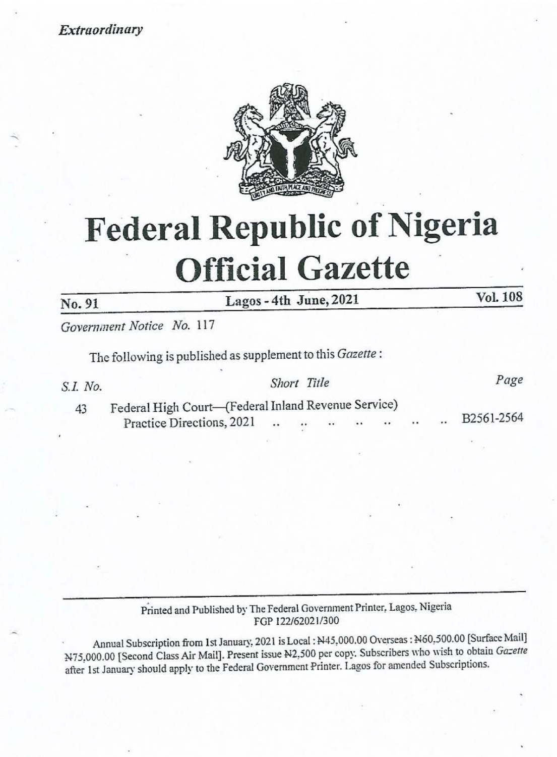*Extraordinary*

# Federal Republic of Nigeria Official Gazette

| No. 91 | Lagos - 4th June, 2021 | Vol. 108 |
|---|---|---|

*Government Notice No.* 117

The following is published as supplement to this *Gazette* :

| *S.I. No.* | *Short Title* | *Page* |
|---|---|---|
| 43 | Federal High Court—(Federal Inland Revenue Service) Practice Directions, 2021 .. .. .. .. .. .. .. .. | B2561-2564 |

Printed and Published by The Federal Government Printer, Lagos, Nigeria
FGP 122/62021/300

Annual Subscription from 1st January, 2021 is Local : ₦45,000.00 Overseas : ₦60,500.00 [Surface Mail] ₦75,000.00 [Second Class Air Mail]. Present issue ₦2,500 per copy. Subscribers who wish to obtain *Gazette* after 1st January should apply to the Federal Government Printer, Lagos for amended Subscriptions.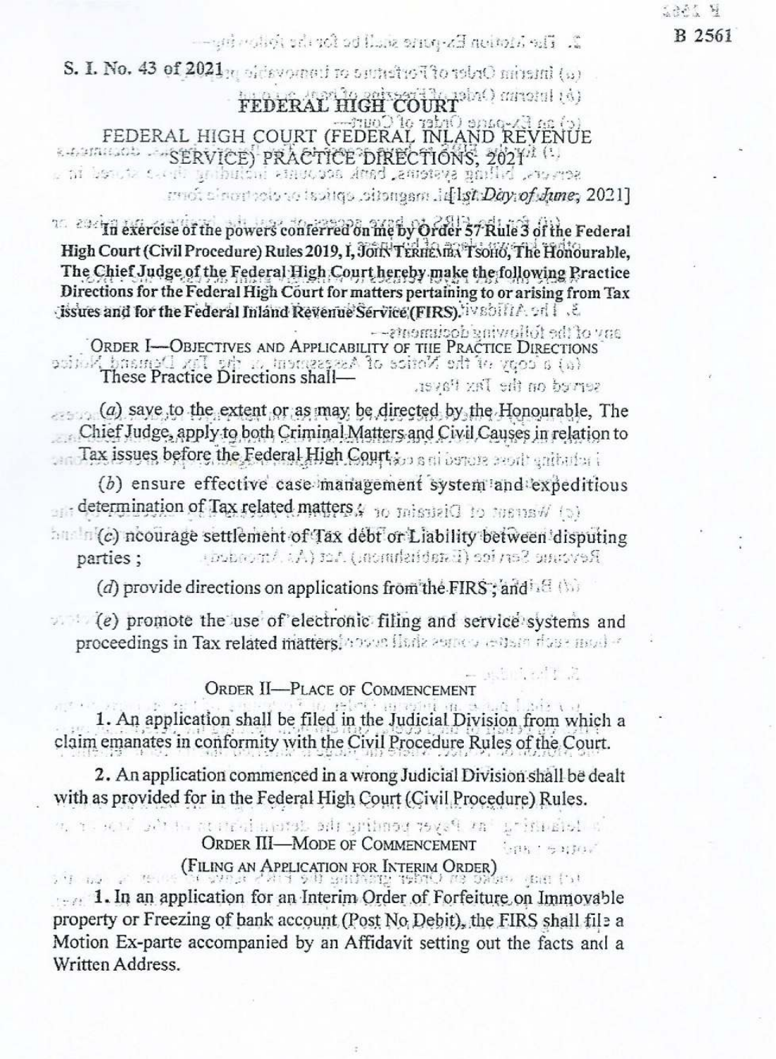S. I. No. 43 of 2021

# FEDERAL HIGH COURT

## FEDERAL HIGH COURT (FEDERAL INLAND REVENUE SERVICE) PRACTICE DIRECTIONS, 2021

[1st Day of June, 2021]

In exercise of the powers conferred on me by Order 57 Rule 3 of the Federal High Court (Civil Procedure) Rules 2019, I, JOHN TERHEMBA TSOHO, The Honourable, The Chief Judge of the Federal High Court hereby make the following Practice Directions for the Federal High Court for matters pertaining to or arising from Tax issues and for the Federal Inland Revenue Service (FIRS).

### ORDER I—OBJECTIVES AND APPLICABILITY OF THE PRACTICE DIRECTIONS

These Practice Directions shall—

(*a*) save to the extent or as may be directed by the Honourable, The Chief Judge, apply to both Criminal Matters and Civil Causes in relation to Tax issues before the Federal High Court ;

(*b*) ensure effective case management system and expeditious determination of Tax related matters ;

(*c*) ncourage settlement of Tax debt or Liability between disputing parties ;

(*d*) provide directions on applications from the FIRS ; and

(*e*) promote the use of electronic filing and service systems and proceedings in Tax related matters.

### ORDER II—PLACE OF COMMENCEMENT

1. An application shall be filed in the Judicial Division from which a claim emanates in conformity with the Civil Procedure Rules of the Court.

2. An application commenced in a wrong Judicial Division shall be dealt with as provided for in the Federal High Court (Civil Procedure) Rules.

### ORDER III—MODE OF COMMENCEMENT

(FILING AN APPLICATION FOR INTERIM ORDER)

1. In an application for an Interim Order of Forfeiture on Immovable property or Freezing of bank account (Post No Debit), the FIRS shall file a Motion Ex-parte accompanied by an Affidavit setting out the facts and a Written Address.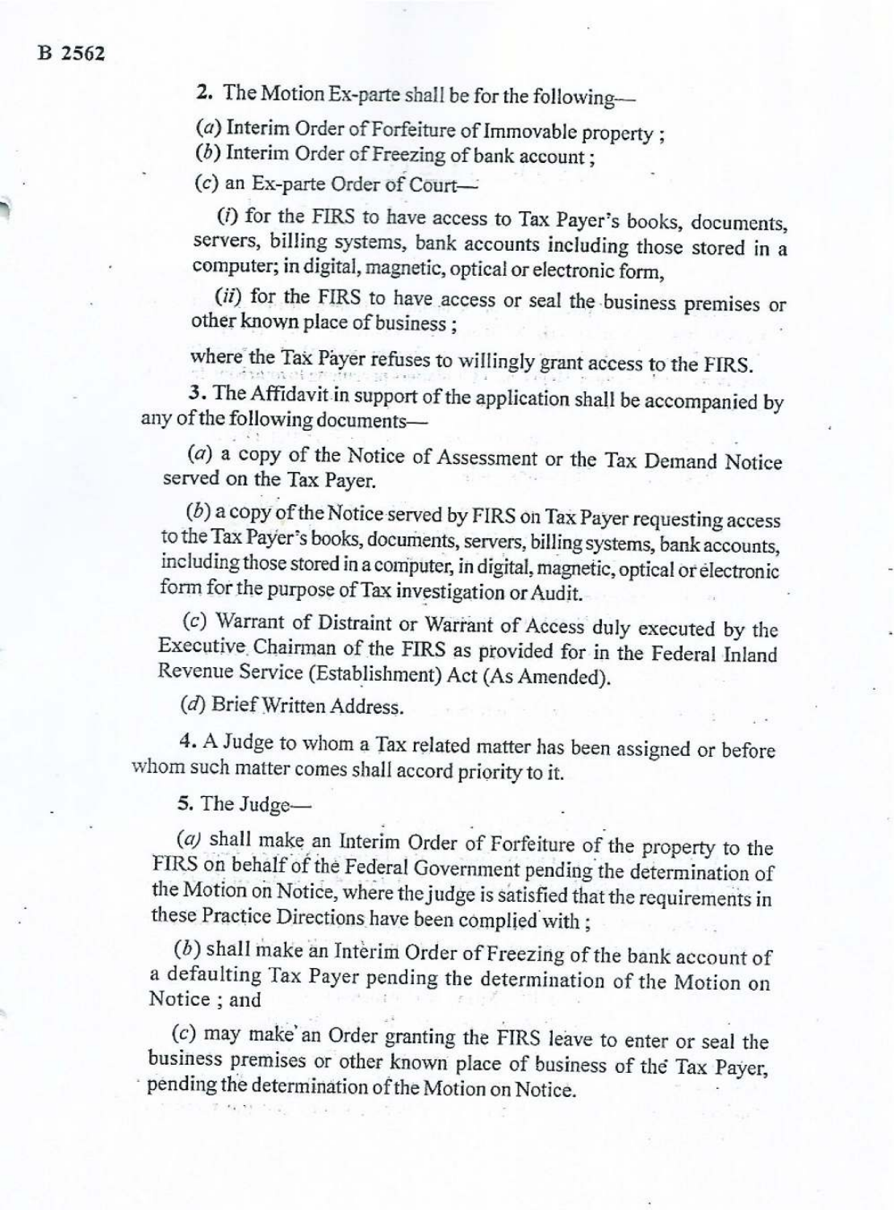2. The Motion Ex-parte shall be for the following—

(*a*) Interim Order of Forfeiture of Immovable property ;

(*b*) Interim Order of Freezing of bank account ;

(*c*) an Ex-parte Order of Court—

(*i*) for the FIRS to have access to Tax Payer's books, documents, servers, billing systems, bank accounts including those stored in a computer; in digital, magnetic, optical or electronic form,

(*ii*) for the FIRS to have access or seal the business premises or other known place of business ;

where the Tax Payer refuses to willingly grant access to the FIRS.

3. The Affidavit in support of the application shall be accompanied by any of the following documents—

(*a*) a copy of the Notice of Assessment or the Tax Demand Notice served on the Tax Payer.

(*b*) a copy of the Notice served by FIRS on Tax Payer requesting access to the Tax Payer's books, documents, servers, billing systems, bank accounts, including those stored in a computer, in digital, magnetic, optical or electronic form for the purpose of Tax investigation or Audit.

(*c*) Warrant of Distraint or Warrant of Access duly executed by the Executive Chairman of the FIRS as provided for in the Federal Inland Revenue Service (Establishment) Act (As Amended).

(*d*) Brief Written Address.

4. A Judge to whom a Tax related matter has been assigned or before whom such matter comes shall accord priority to it.

5. The Judge—

(*a*) shall make an Interim Order of Forfeiture of the property to the FIRS on behalf of the Federal Government pending the determination of the Motion on Notice, where the judge is satisfied that the requirements in these Practice Directions have been complied with ;

(*b*) shall make an Interim Order of Freezing of the bank account of a defaulting Tax Payer pending the determination of the Motion on Notice ; and

(*c*) may make an Order granting the FIRS leave to enter or seal the business premises or other known place of business of the Tax Payer, pending the determination of the Motion on Notice.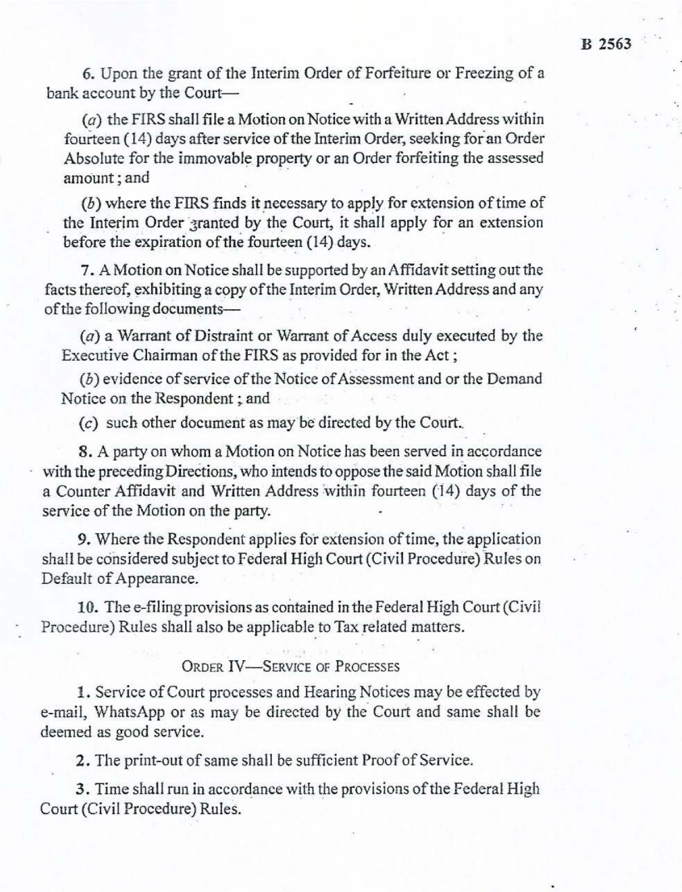6. Upon the grant of the Interim Order of Forfeiture or Freezing of a bank account by the Court—

(*a*) the FIRS shall file a Motion on Notice with a Written Address within fourteen (14) days after service of the Interim Order, seeking for an Order Absolute for the immovable property or an Order forfeiting the assessed amount ; and

(*b*) where the FIRS finds it necessary to apply for extension of time of the Interim Order granted by the Court, it shall apply for an extension before the expiration of the fourteen (14) days.

7. A Motion on Notice shall be supported by an Affidavit setting out the facts thereof, exhibiting a copy of the Interim Order, Written Address and any of the following documents—

(*a*) a Warrant of Distraint or Warrant of Access duly executed by the Executive Chairman of the FIRS as provided for in the Act ;

(*b*) evidence of service of the Notice of Assessment and or the Demand Notice on the Respondent ; and

(*c*) such other document as may be directed by the Court.

8. A party on whom a Motion on Notice has been served in accordance with the preceding Directions, who intends to oppose the said Motion shall file a Counter Affidavit and Written Address within fourteen (14) days of the service of the Motion on the party.

9. Where the Respondent applies for extension of time, the application shall be considered subject to Federal High Court (Civil Procedure) Rules on Default of Appearance.

10. The e-filing provisions as contained in the Federal High Court (Civil Procedure) Rules shall also be applicable to Tax related matters.

## ORDER IV—SERVICE OF PROCESSES

1. Service of Court processes and Hearing Notices may be effected by e-mail, WhatsApp or as may be directed by the Court and same shall be deemed as good service.

2. The print-out of same shall be sufficient Proof of Service.

3. Time shall run in accordance with the provisions of the Federal High Court (Civil Procedure) Rules.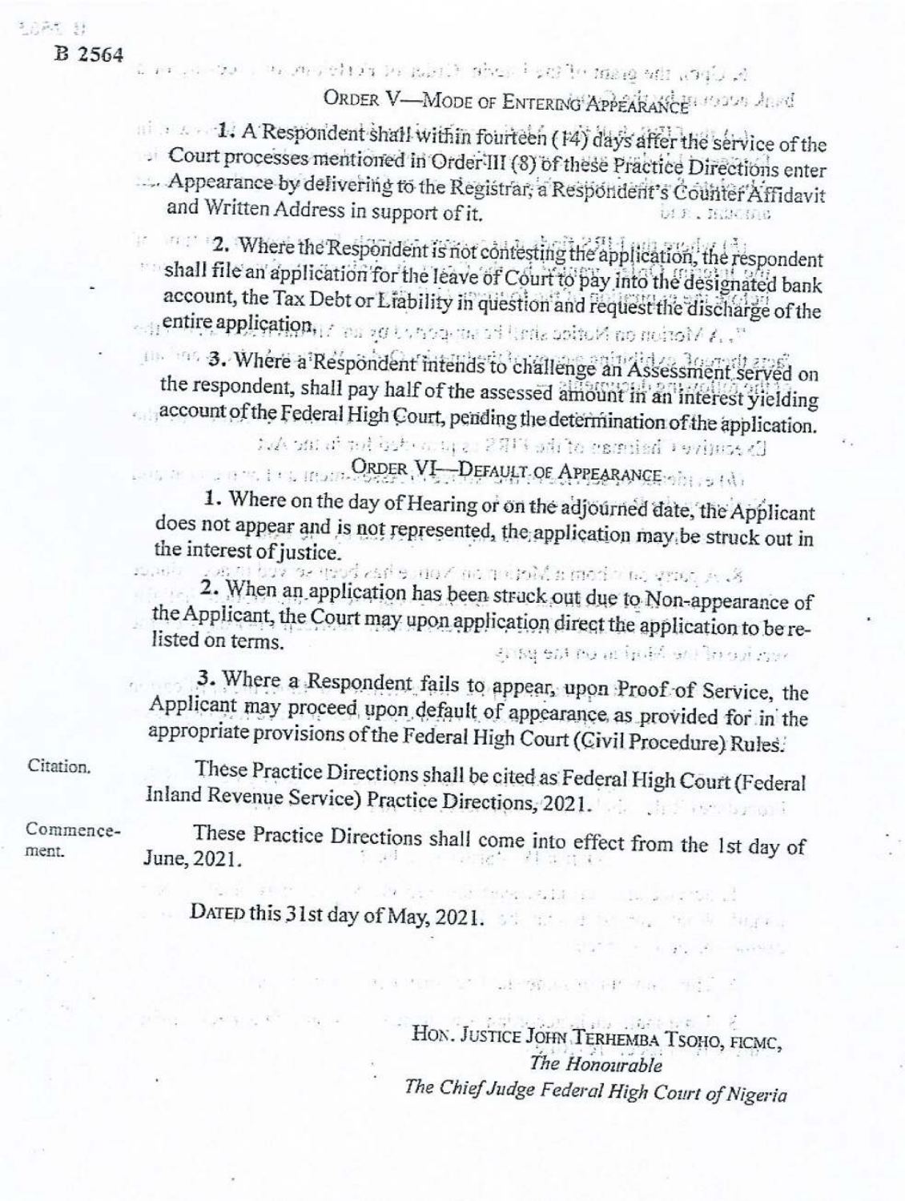## ORDER V—MODE OF ENTERING APPEARANCE

1. A Respondent shall within fourteen (14) days after the service of the Court processes mentioned in Order III (8) of these Practice Directions enter Appearance by delivering to the Registrar, a Respondent's Counter Affidavit and Written Address in support of it.

2. Where the Respondent is not contesting the application, the respondent shall file an application for the leave of Court to pay into the designated bank account, the Tax Debt or Liability in question and request the discharge of the entire application.

3. Where a Respondent intends to challenge an Assessment served on the respondent, shall pay half of the assessed amount in an interest yielding account of the Federal High Court, pending the determination of the application.

## ORDER VI—DEFAULT OF APPEARANCE

1. Where on the day of Hearing or on the adjourned date, the Applicant does not appear and is not represented, the application may be struck out in the interest of justice.

2. When an application has been struck out due to Non-appearance of the Applicant, the Court may upon application direct the application to be re-listed on terms.

3. Where a Respondent fails to appear, upon Proof of Service, the Applicant may proceed upon default of appearance as provided for in the appropriate provisions of the Federal High Court (Civil Procedure) Rules.

Citation.

These Practice Directions shall be cited as Federal High Court (Federal Inland Revenue Service) Practice Directions, 2021.

Commencement.

These Practice Directions shall come into effect from the 1st day of June, 2021.

DATED this 31st day of May, 2021.

HON. JUSTICE JOHN TERHEMBA TSOHO, FICMC,
*The Honourable*
*The Chief Judge Federal High Court of Nigeria*